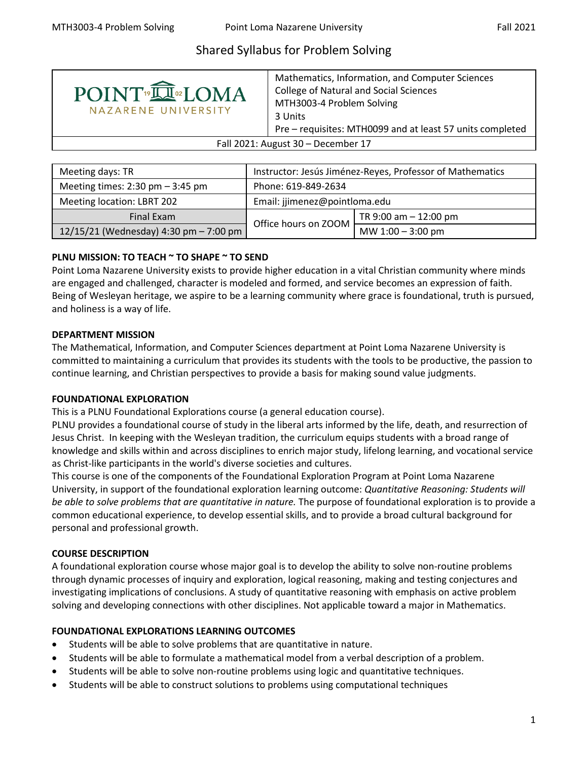# Shared Syllabus for Problem Solving

| | |
|---|---|
| POINT LOMA NAZARENE UNIVERSITY | Mathematics, Information, and Computer Sciences<br>College of Natural and Social Sciences<br>MTH3003-4 Problem Solving<br>3 Units<br>Pre – requisites: MTH0099 and at least 57 units completed |
| Fall 2021: August 30 – December 17 | |

| | | |
|---|---|---|
| Meeting days: TR | Instructor: Jesús Jiménez-Reyes, Professor of Mathematics | |
| Meeting times: 2:30 pm – 3:45 pm | Phone: 619-849-2634 | |
| Meeting location: LBRT 202 | Email: jjimenez@pointloma.edu | |
| Final Exam | Office hours on ZOOM | TR 9:00 am – 12:00 pm |
| 12/15/21 (Wednesday) 4:30 pm – 7:00 pm | | MW 1:00 – 3:00 pm |

**PLNU MISSION: TO TEACH ~ TO SHAPE ~ TO SEND**

Point Loma Nazarene University exists to provide higher education in a vital Christian community where minds are engaged and challenged, character is modeled and formed, and service becomes an expression of faith. Being of Wesleyan heritage, we aspire to be a learning community where grace is foundational, truth is pursued, and holiness is a way of life.

**DEPARTMENT MISSION**

The Mathematical, Information, and Computer Sciences department at Point Loma Nazarene University is committed to maintaining a curriculum that provides its students with the tools to be productive, the passion to continue learning, and Christian perspectives to provide a basis for making sound value judgments.

**FOUNDATIONAL EXPLORATION**

This is a PLNU Foundational Explorations course (a general education course).

PLNU provides a foundational course of study in the liberal arts informed by the life, death, and resurrection of Jesus Christ. In keeping with the Wesleyan tradition, the curriculum equips students with a broad range of knowledge and skills within and across disciplines to enrich major study, lifelong learning, and vocational service as Christ-like participants in the world's diverse societies and cultures.

This course is one of the components of the Foundational Exploration Program at Point Loma Nazarene University, in support of the foundational exploration learning outcome: *Quantitative Reasoning: Students will be able to solve problems that are quantitative in nature.* The purpose of foundational exploration is to provide a common educational experience, to develop essential skills, and to provide a broad cultural background for personal and professional growth.

**COURSE DESCRIPTION**

A foundational exploration course whose major goal is to develop the ability to solve non-routine problems through dynamic processes of inquiry and exploration, logical reasoning, making and testing conjectures and investigating implications of conclusions. A study of quantitative reasoning with emphasis on active problem solving and developing connections with other disciplines. Not applicable toward a major in Mathematics.

**FOUNDATIONAL EXPLORATIONS LEARNING OUTCOMES**

- Students will be able to solve problems that are quantitative in nature.
- Students will be able to formulate a mathematical model from a verbal description of a problem.
- Students will be able to solve non-routine problems using logic and quantitative techniques.
- Students will be able to construct solutions to problems using computational techniques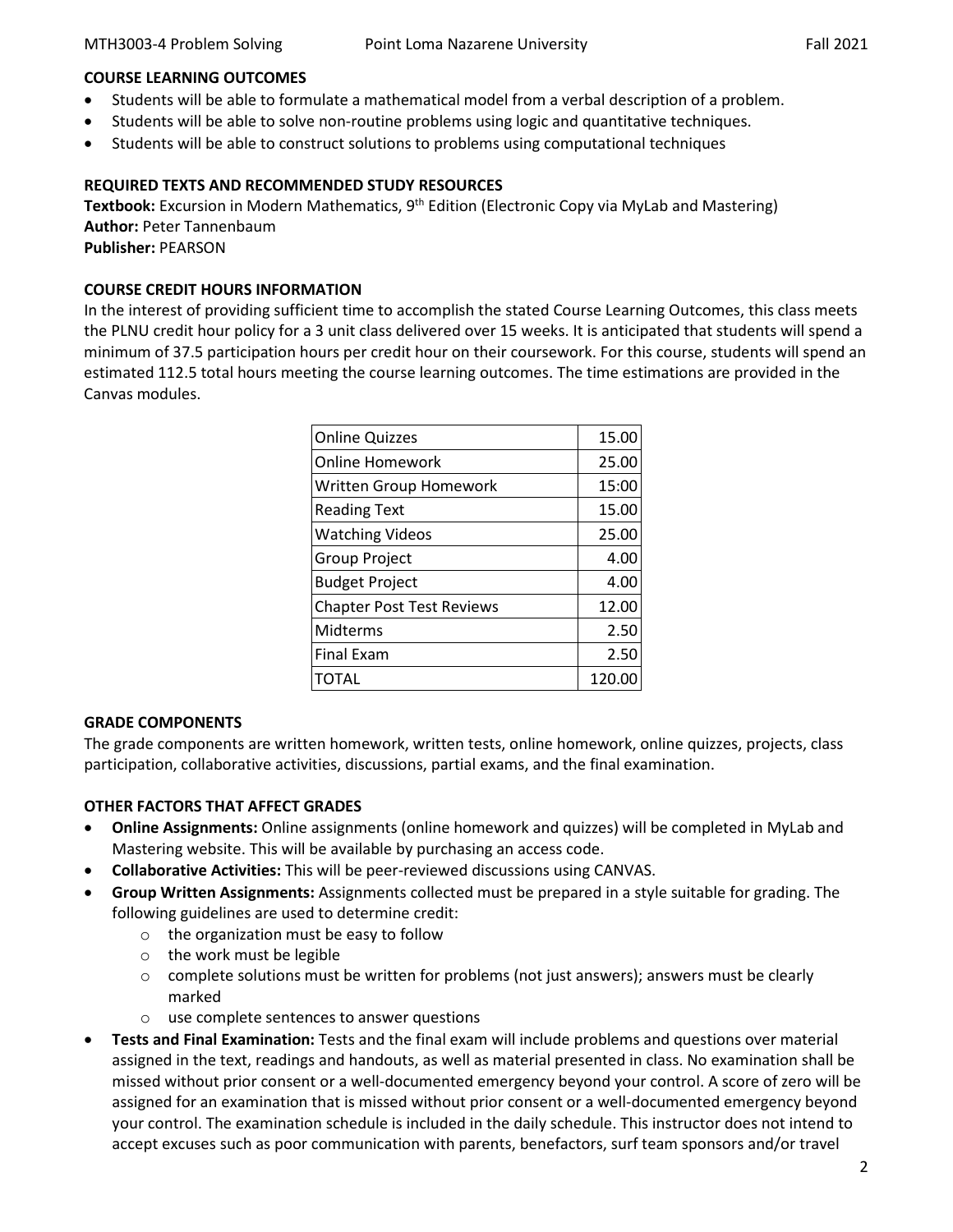### COURSE LEARNING OUTCOMES

- Students will be able to formulate a mathematical model from a verbal description of a problem.
- Students will be able to solve non-routine problems using logic and quantitative techniques.
- Students will be able to construct solutions to problems using computational techniques

### REQUIRED TEXTS AND RECOMMENDED STUDY RESOURCES

**Textbook:** Excursion in Modern Mathematics, 9th Edition (Electronic Copy via MyLab and Mastering)
**Author:** Peter Tannenbaum
**Publisher:** PEARSON

### COURSE CREDIT HOURS INFORMATION

In the interest of providing sufficient time to accomplish the stated Course Learning Outcomes, this class meets the PLNU credit hour policy for a 3 unit class delivered over 15 weeks. It is anticipated that students will spend a minimum of 37.5 participation hours per credit hour on their coursework. For this course, students will spend an estimated 112.5 total hours meeting the course learning outcomes. The time estimations are provided in the Canvas modules.

| | |
|---|---|
| Online Quizzes | 15.00 |
| Online Homework | 25.00 |
| Written Group Homework | 15:00 |
| Reading Text | 15.00 |
| Watching Videos | 25.00 |
| Group Project | 4.00 |
| Budget Project | 4.00 |
| Chapter Post Test Reviews | 12.00 |
| Midterms | 2.50 |
| Final Exam | 2.50 |
| TOTAL | 120.00 |

### GRADE COMPONENTS

The grade components are written homework, written tests, online homework, online quizzes, projects, class participation, collaborative activities, discussions, partial exams, and the final examination.

### OTHER FACTORS THAT AFFECT GRADES

- **Online Assignments:** Online assignments (online homework and quizzes) will be completed in MyLab and Mastering website. This will be available by purchasing an access code.
- **Collaborative Activities:** This will be peer-reviewed discussions using CANVAS.
- **Group Written Assignments:** Assignments collected must be prepared in a style suitable for grading. The following guidelines are used to determine credit:
  - the organization must be easy to follow
  - the work must be legible
  - complete solutions must be written for problems (not just answers); answers must be clearly marked
  - use complete sentences to answer questions
- **Tests and Final Examination:** Tests and the final exam will include problems and questions over material assigned in the text, readings and handouts, as well as material presented in class. No examination shall be missed without prior consent or a well-documented emergency beyond your control. A score of zero will be assigned for an examination that is missed without prior consent or a well-documented emergency beyond your control. The examination schedule is included in the daily schedule. This instructor does not intend to accept excuses such as poor communication with parents, benefactors, surf team sponsors and/or travel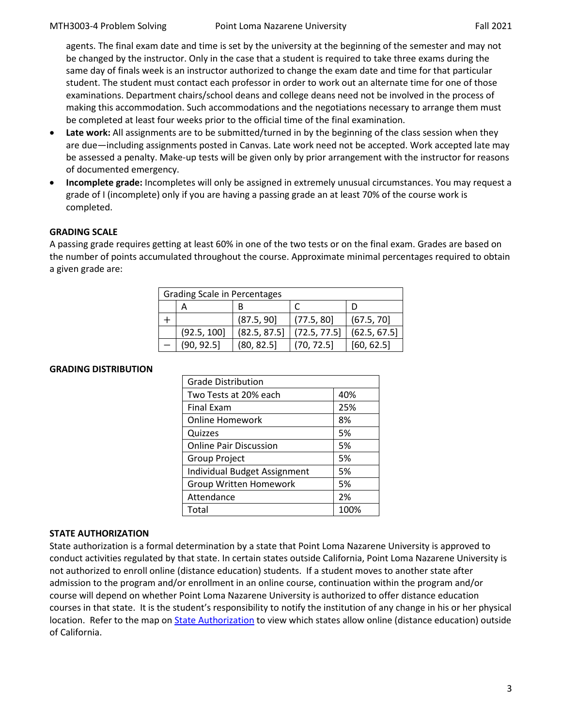agents. The final exam date and time is set by the university at the beginning of the semester and may not be changed by the instructor. Only in the case that a student is required to take three exams during the same day of finals week is an instructor authorized to change the exam date and time for that particular student. The student must contact each professor in order to work out an alternate time for one of those examinations. Department chairs/school deans and college deans need not be involved in the process of making this accommodation. Such accommodations and the negotiations necessary to arrange them must be completed at least four weeks prior to the official time of the final examination.

- **Late work:** All assignments are to be submitted/turned in by the beginning of the class session when they are due—including assignments posted in Canvas. Late work need not be accepted. Work accepted late may be assessed a penalty. Make-up tests will be given only by prior arrangement with the instructor for reasons of documented emergency.
- **Incomplete grade:** Incompletes will only be assigned in extremely unusual circumstances. You may request a grade of I (incomplete) only if you are having a passing grade an at least 70% of the course work is completed.

**GRADING SCALE**

A passing grade requires getting at least 60% in one of the two tests or on the final exam. Grades are based on the number of points accumulated throughout the course. Approximate minimal percentages required to obtain a given grade are:

| Grading Scale in Percentages | | | | |
|---|---|---|---|---|
| | A | B | C | D |
| + | | (87.5, 90] | (77.5, 80] | (67.5, 70] |
| | (92.5, 100] | (82.5, 87.5] | (72.5, 77.5] | (62.5, 67.5] |
| − | (90, 92.5] | (80, 82.5] | (70, 72.5] | [60, 62.5] |

**GRADING DISTRIBUTION**

| Grade Distribution | |
|---|---|
| Two Tests at 20% each | 40% |
| Final Exam | 25% |
| Online Homework | 8% |
| Quizzes | 5% |
| Online Pair Discussion | 5% |
| Group Project | 5% |
| Individual Budget Assignment | 5% |
| Group Written Homework | 5% |
| Attendance | 2% |
| Total | 100% |

**STATE AUTHORIZATION**

State authorization is a formal determination by a state that Point Loma Nazarene University is approved to conduct activities regulated by that state. In certain states outside California, Point Loma Nazarene University is not authorized to enroll online (distance education) students. If a student moves to another state after admission to the program and/or enrollment in an online course, continuation within the program and/or course will depend on whether Point Loma Nazarene University is authorized to offer distance education courses in that state. It is the student's responsibility to notify the institution of any change in his or her physical location. Refer to the map on State Authorization to view which states allow online (distance education) outside of California.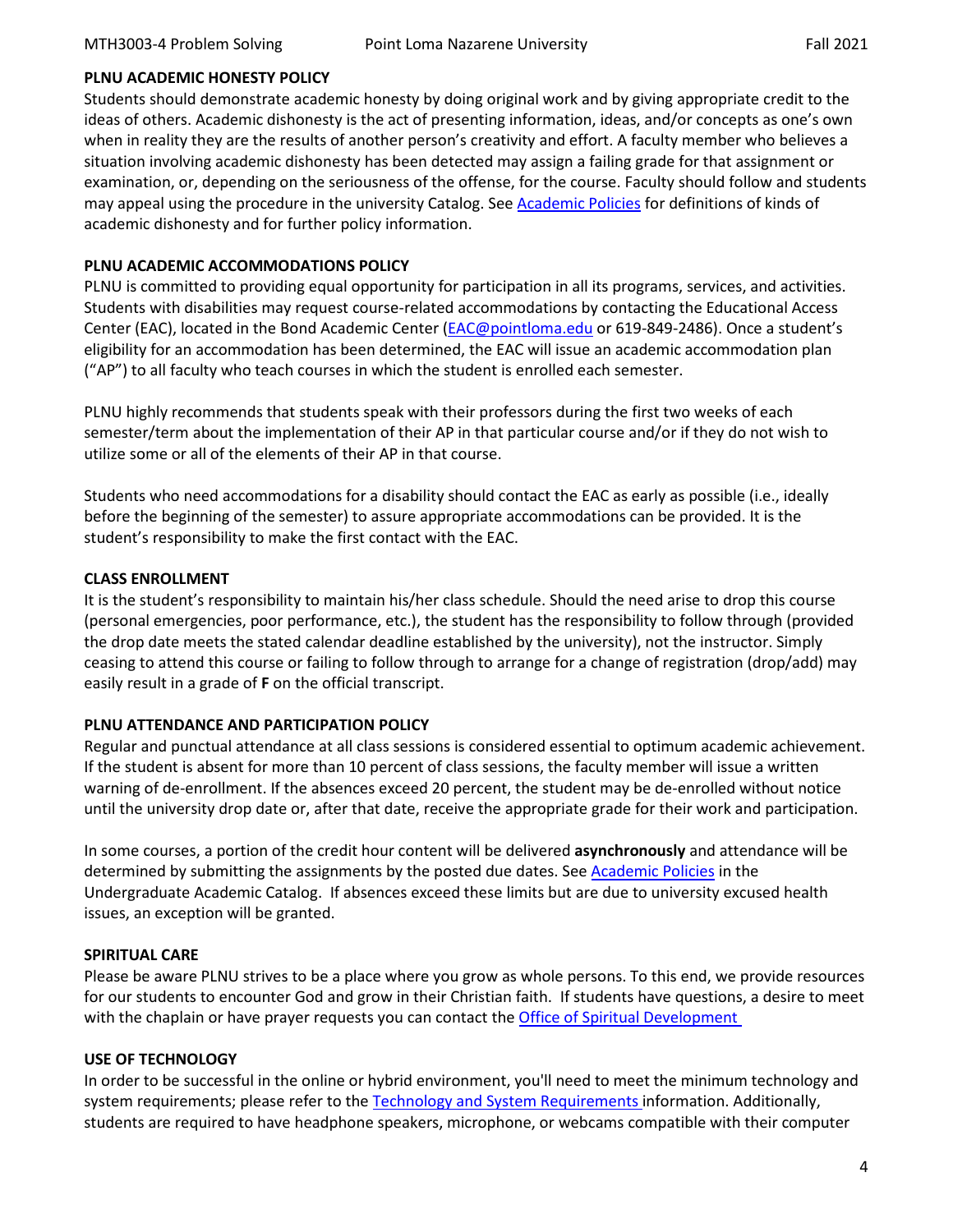## PLNU ACADEMIC HONESTY POLICY

Students should demonstrate academic honesty by doing original work and by giving appropriate credit to the ideas of others. Academic dishonesty is the act of presenting information, ideas, and/or concepts as one's own when in reality they are the results of another person's creativity and effort. A faculty member who believes a situation involving academic dishonesty has been detected may assign a failing grade for that assignment or examination, or, depending on the seriousness of the offense, for the course. Faculty should follow and students may appeal using the procedure in the university Catalog. See [Academic Policies]() for definitions of kinds of academic dishonesty and for further policy information.

## PLNU ACADEMIC ACCOMMODATIONS POLICY

PLNU is committed to providing equal opportunity for participation in all its programs, services, and activities. Students with disabilities may request course-related accommodations by contacting the Educational Access Center (EAC), located in the Bond Academic Center ([EAC@pointloma.edu](mailto:EAC@pointloma.edu) or 619-849-2486). Once a student's eligibility for an accommodation has been determined, the EAC will issue an academic accommodation plan ("AP") to all faculty who teach courses in which the student is enrolled each semester.

PLNU highly recommends that students speak with their professors during the first two weeks of each semester/term about the implementation of their AP in that particular course and/or if they do not wish to utilize some or all of the elements of their AP in that course.

Students who need accommodations for a disability should contact the EAC as early as possible (i.e., ideally before the beginning of the semester) to assure appropriate accommodations can be provided. It is the student's responsibility to make the first contact with the EAC.

## CLASS ENROLLMENT

It is the student's responsibility to maintain his/her class schedule. Should the need arise to drop this course (personal emergencies, poor performance, etc.), the student has the responsibility to follow through (provided the drop date meets the stated calendar deadline established by the university), not the instructor. Simply ceasing to attend this course or failing to follow through to arrange for a change of registration (drop/add) may easily result in a grade of **F** on the official transcript.

## PLNU ATTENDANCE AND PARTICIPATION POLICY

Regular and punctual attendance at all class sessions is considered essential to optimum academic achievement. If the student is absent for more than 10 percent of class sessions, the faculty member will issue a written warning of de-enrollment. If the absences exceed 20 percent, the student may be de-enrolled without notice until the university drop date or, after that date, receive the appropriate grade for their work and participation.

In some courses, a portion of the credit hour content will be delivered **asynchronously** and attendance will be determined by submitting the assignments by the posted due dates. See [Academic Policies]() in the Undergraduate Academic Catalog. If absences exceed these limits but are due to university excused health issues, an exception will be granted.

## SPIRITUAL CARE

Please be aware PLNU strives to be a place where you grow as whole persons. To this end, we provide resources for our students to encounter God and grow in their Christian faith. If students have questions, a desire to meet with the chaplain or have prayer requests you can contact the [Office of Spiritual Development]()

## USE OF TECHNOLOGY

In order to be successful in the online or hybrid environment, you'll need to meet the minimum technology and system requirements; please refer to the [Technology and System Requirements]() information. Additionally, students are required to have headphone speakers, microphone, or webcams compatible with their computer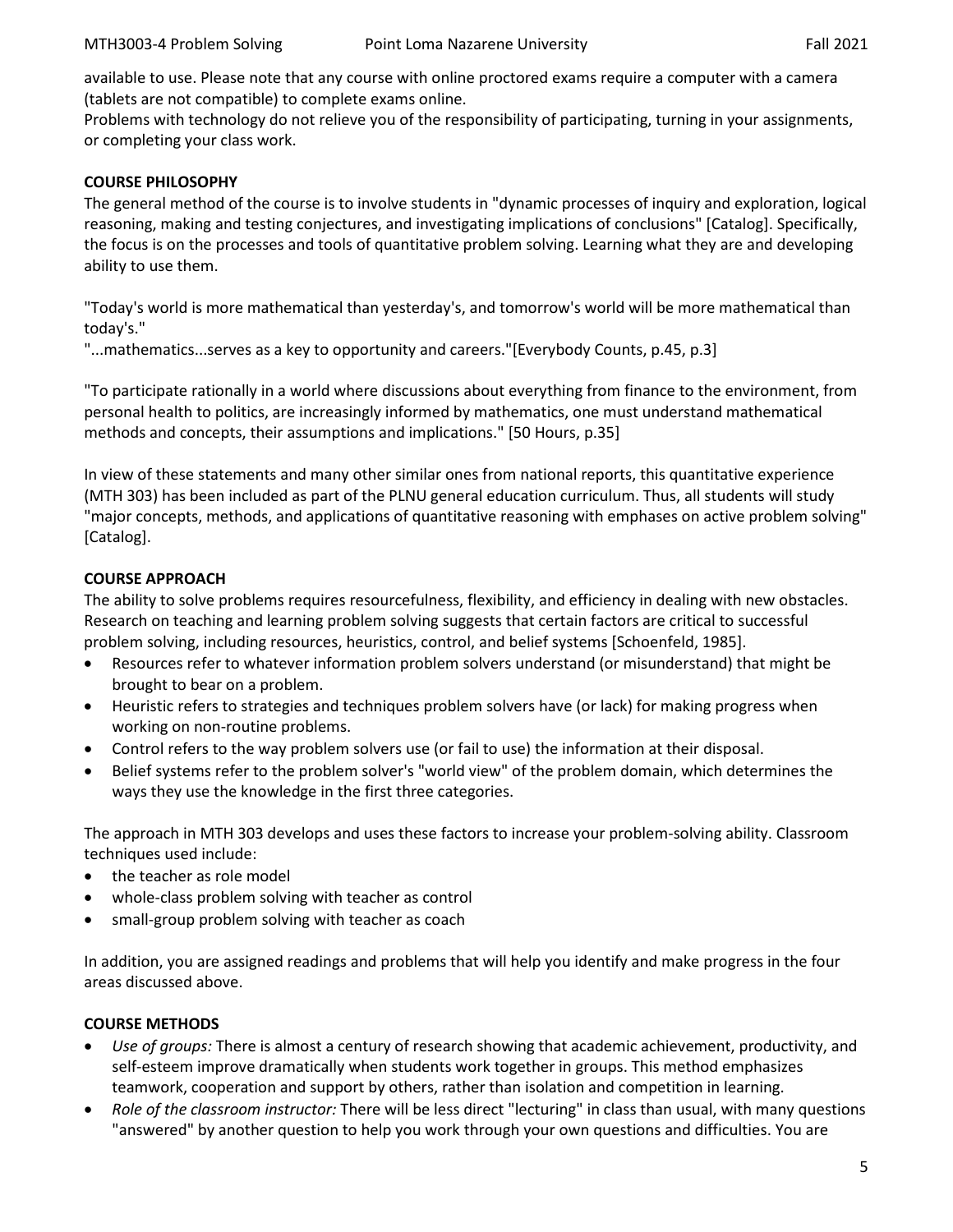available to use. Please note that any course with online proctored exams require a computer with a camera (tablets are not compatible) to complete exams online.

Problems with technology do not relieve you of the responsibility of participating, turning in your assignments, or completing your class work.

**COURSE PHILOSOPHY**

The general method of the course is to involve students in "dynamic processes of inquiry and exploration, logical reasoning, making and testing conjectures, and investigating implications of conclusions" [Catalog]. Specifically, the focus is on the processes and tools of quantitative problem solving. Learning what they are and developing ability to use them.

"Today's world is more mathematical than yesterday's, and tomorrow's world will be more mathematical than today's."

"...mathematics...serves as a key to opportunity and careers."[Everybody Counts, p.45, p.3]

"To participate rationally in a world where discussions about everything from finance to the environment, from personal health to politics, are increasingly informed by mathematics, one must understand mathematical methods and concepts, their assumptions and implications." [50 Hours, p.35]

In view of these statements and many other similar ones from national reports, this quantitative experience (MTH 303) has been included as part of the PLNU general education curriculum. Thus, all students will study "major concepts, methods, and applications of quantitative reasoning with emphases on active problem solving" [Catalog].

**COURSE APPROACH**

The ability to solve problems requires resourcefulness, flexibility, and efficiency in dealing with new obstacles. Research on teaching and learning problem solving suggests that certain factors are critical to successful problem solving, including resources, heuristics, control, and belief systems [Schoenfeld, 1985].

- Resources refer to whatever information problem solvers understand (or misunderstand) that might be brought to bear on a problem.
- Heuristic refers to strategies and techniques problem solvers have (or lack) for making progress when working on non-routine problems.
- Control refers to the way problem solvers use (or fail to use) the information at their disposal.
- Belief systems refer to the problem solver's "world view" of the problem domain, which determines the ways they use the knowledge in the first three categories.

The approach in MTH 303 develops and uses these factors to increase your problem-solving ability. Classroom techniques used include:

- the teacher as role model
- whole-class problem solving with teacher as control
- small-group problem solving with teacher as coach

In addition, you are assigned readings and problems that will help you identify and make progress in the four areas discussed above.

**COURSE METHODS**

- *Use of groups:* There is almost a century of research showing that academic achievement, productivity, and self-esteem improve dramatically when students work together in groups. This method emphasizes teamwork, cooperation and support by others, rather than isolation and competition in learning.
- *Role of the classroom instructor:* There will be less direct "lecturing" in class than usual, with many questions "answered" by another question to help you work through your own questions and difficulties. You are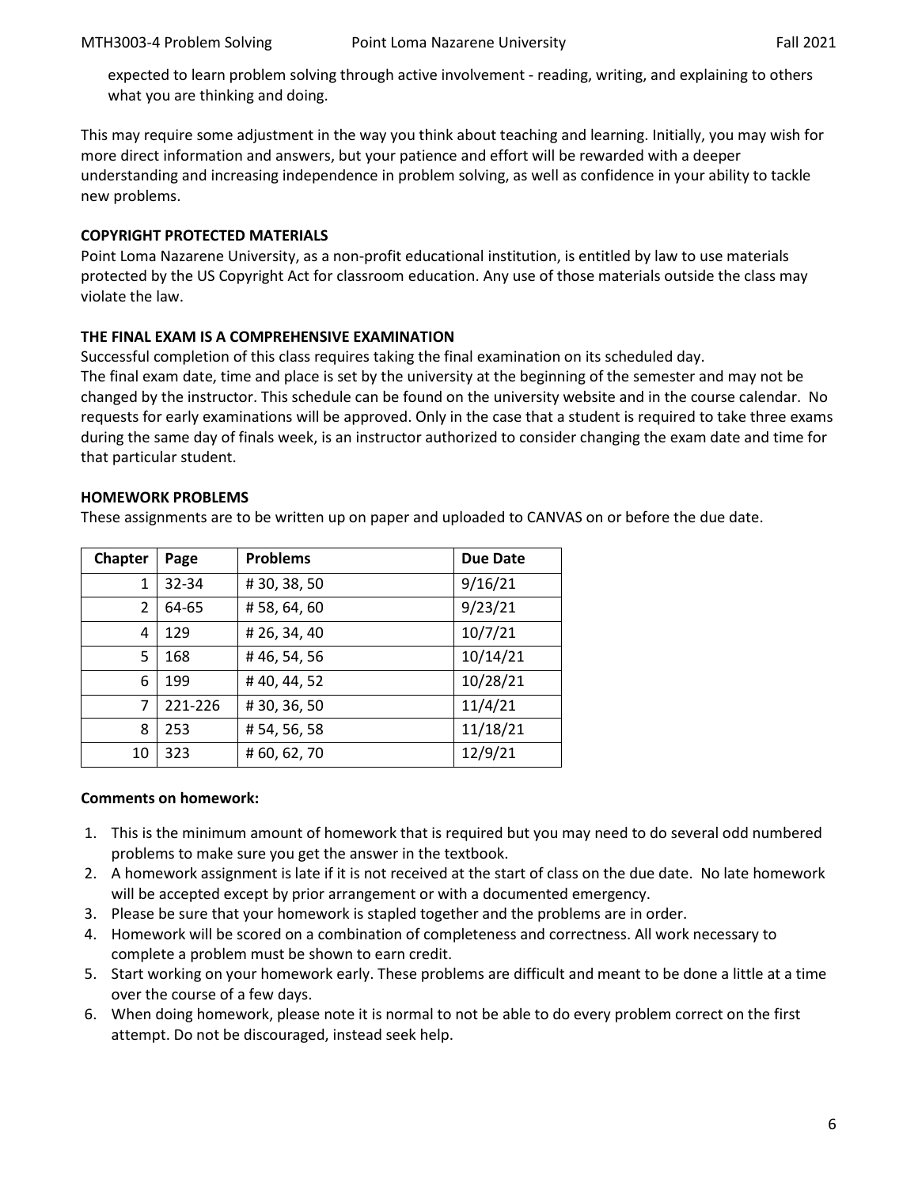expected to learn problem solving through active involvement - reading, writing, and explaining to others what you are thinking and doing.

This may require some adjustment in the way you think about teaching and learning. Initially, you may wish for more direct information and answers, but your patience and effort will be rewarded with a deeper understanding and increasing independence in problem solving, as well as confidence in your ability to tackle new problems.

**COPYRIGHT PROTECTED MATERIALS**

Point Loma Nazarene University, as a non-profit educational institution, is entitled by law to use materials protected by the US Copyright Act for classroom education. Any use of those materials outside the class may violate the law.

**THE FINAL EXAM IS A COMPREHENSIVE EXAMINATION**

Successful completion of this class requires taking the final examination on its scheduled day.
The final exam date, time and place is set by the university at the beginning of the semester and may not be changed by the instructor. This schedule can be found on the university website and in the course calendar. No requests for early examinations will be approved. Only in the case that a student is required to take three exams during the same day of finals week, is an instructor authorized to consider changing the exam date and time for that particular student.

**HOMEWORK PROBLEMS**

These assignments are to be written up on paper and uploaded to CANVAS on or before the due date.

| Chapter | Page | Problems | Due Date |
|---|---|---|---|
| 1 | 32-34 | # 30, 38, 50 | 9/16/21 |
| 2 | 64-65 | # 58, 64, 60 | 9/23/21 |
| 4 | 129 | # 26, 34, 40 | 10/7/21 |
| 5 | 168 | # 46, 54, 56 | 10/14/21 |
| 6 | 199 | # 40, 44, 52 | 10/28/21 |
| 7 | 221-226 | # 30, 36, 50 | 11/4/21 |
| 8 | 253 | # 54, 56, 58 | 11/18/21 |
| 10 | 323 | # 60, 62, 70 | 12/9/21 |

**Comments on homework:**

1. This is the minimum amount of homework that is required but you may need to do several odd numbered problems to make sure you get the answer in the textbook.
2. A homework assignment is late if it is not received at the start of class on the due date. No late homework will be accepted except by prior arrangement or with a documented emergency.
3. Please be sure that your homework is stapled together and the problems are in order.
4. Homework will be scored on a combination of completeness and correctness. All work necessary to complete a problem must be shown to earn credit.
5. Start working on your homework early. These problems are difficult and meant to be done a little at a time over the course of a few days.
6. When doing homework, please note it is normal to not be able to do every problem correct on the first attempt. Do not be discouraged, instead seek help.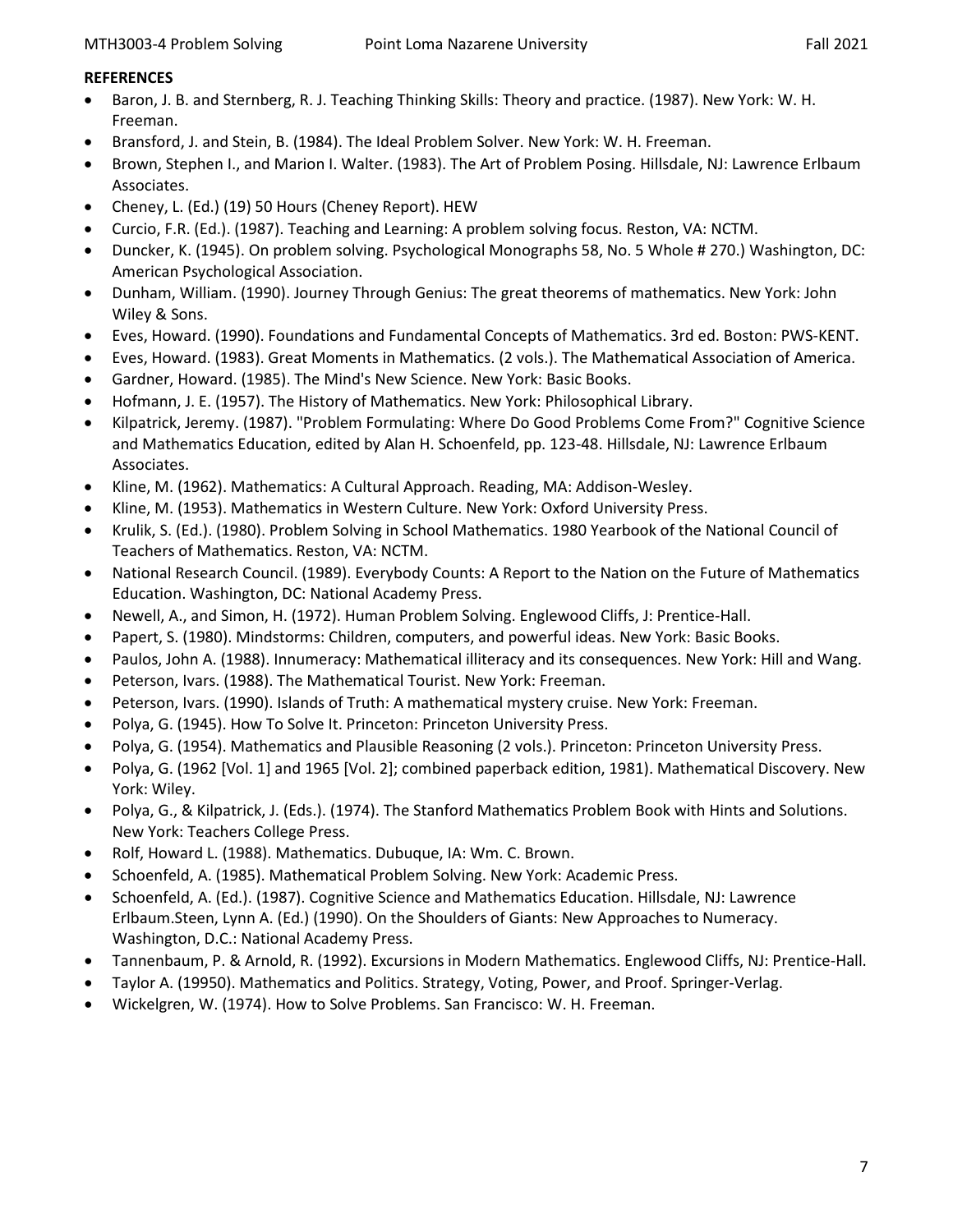**REFERENCES**

- Baron, J. B. and Sternberg, R. J. Teaching Thinking Skills: Theory and practice. (1987). New York: W. H. Freeman.
- Bransford, J. and Stein, B. (1984). The Ideal Problem Solver. New York: W. H. Freeman.
- Brown, Stephen I., and Marion I. Walter. (1983). The Art of Problem Posing. Hillsdale, NJ: Lawrence Erlbaum Associates.
- Cheney, L. (Ed.) (19) 50 Hours (Cheney Report). HEW
- Curcio, F.R. (Ed.). (1987). Teaching and Learning: A problem solving focus. Reston, VA: NCTM.
- Duncker, K. (1945). On problem solving. Psychological Monographs 58, No. 5 Whole # 270.) Washington, DC: American Psychological Association.
- Dunham, William. (1990). Journey Through Genius: The great theorems of mathematics. New York: John Wiley & Sons.
- Eves, Howard. (1990). Foundations and Fundamental Concepts of Mathematics. 3rd ed. Boston: PWS-KENT.
- Eves, Howard. (1983). Great Moments in Mathematics. (2 vols.). The Mathematical Association of America.
- Gardner, Howard. (1985). The Mind's New Science. New York: Basic Books.
- Hofmann, J. E. (1957). The History of Mathematics. New York: Philosophical Library.
- Kilpatrick, Jeremy. (1987). "Problem Formulating: Where Do Good Problems Come From?" Cognitive Science and Mathematics Education, edited by Alan H. Schoenfeld, pp. 123-48. Hillsdale, NJ: Lawrence Erlbaum Associates.
- Kline, M. (1962). Mathematics: A Cultural Approach. Reading, MA: Addison-Wesley.
- Kline, M. (1953). Mathematics in Western Culture. New York: Oxford University Press.
- Krulik, S. (Ed.). (1980). Problem Solving in School Mathematics. 1980 Yearbook of the National Council of Teachers of Mathematics. Reston, VA: NCTM.
- National Research Council. (1989). Everybody Counts: A Report to the Nation on the Future of Mathematics Education. Washington, DC: National Academy Press.
- Newell, A., and Simon, H. (1972). Human Problem Solving. Englewood Cliffs, J: Prentice-Hall.
- Papert, S. (1980). Mindstorms: Children, computers, and powerful ideas. New York: Basic Books.
- Paulos, John A. (1988). Innumeracy: Mathematical illiteracy and its consequences. New York: Hill and Wang.
- Peterson, Ivars. (1988). The Mathematical Tourist. New York: Freeman.
- Peterson, Ivars. (1990). Islands of Truth: A mathematical mystery cruise. New York: Freeman.
- Polya, G. (1945). How To Solve It. Princeton: Princeton University Press.
- Polya, G. (1954). Mathematics and Plausible Reasoning (2 vols.). Princeton: Princeton University Press.
- Polya, G. (1962 [Vol. 1] and 1965 [Vol. 2]; combined paperback edition, 1981). Mathematical Discovery. New York: Wiley.
- Polya, G., & Kilpatrick, J. (Eds.). (1974). The Stanford Mathematics Problem Book with Hints and Solutions. New York: Teachers College Press.
- Rolf, Howard L. (1988). Mathematics. Dubuque, IA: Wm. C. Brown.
- Schoenfeld, A. (1985). Mathematical Problem Solving. New York: Academic Press.
- Schoenfeld, A. (Ed.). (1987). Cognitive Science and Mathematics Education. Hillsdale, NJ: Lawrence Erlbaum.Steen, Lynn A. (Ed.) (1990). On the Shoulders of Giants: New Approaches to Numeracy. Washington, D.C.: National Academy Press.
- Tannenbaum, P. & Arnold, R. (1992). Excursions in Modern Mathematics. Englewood Cliffs, NJ: Prentice-Hall.
- Taylor A. (19950). Mathematics and Politics. Strategy, Voting, Power, and Proof. Springer-Verlag.
- Wickelgren, W. (1974). How to Solve Problems. San Francisco: W. H. Freeman.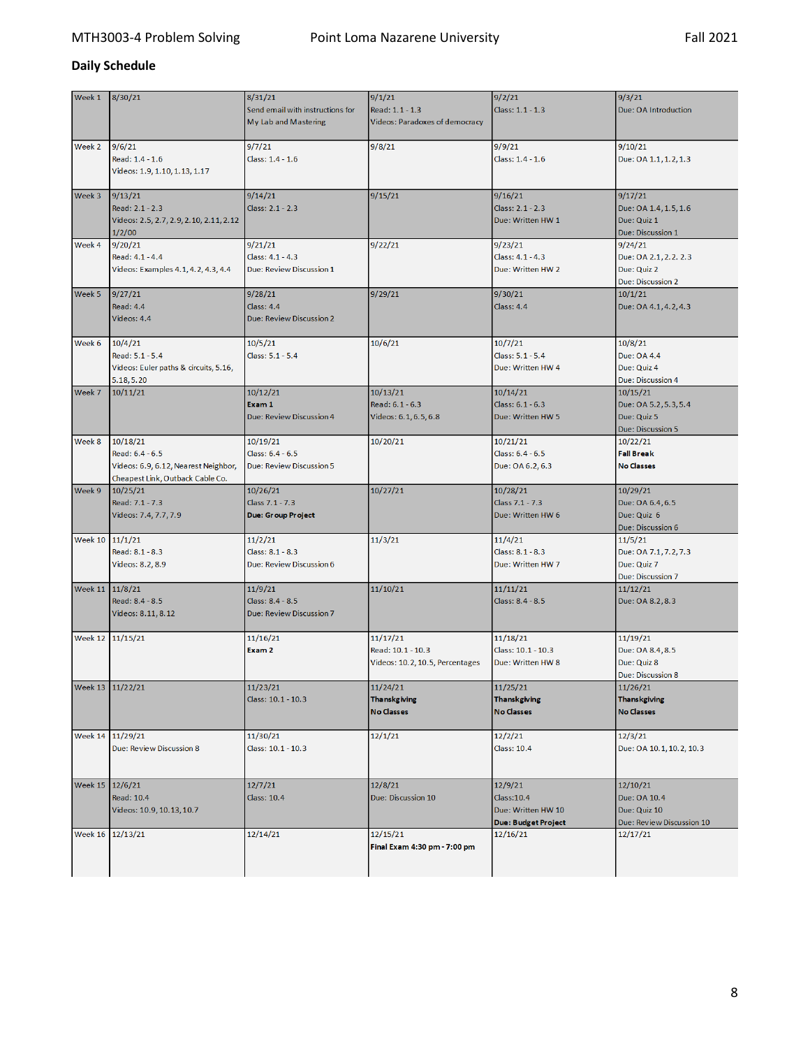## Daily Schedule

| | | | | | |
|---|---|---|---|---|---|
| Week 1 | 8/30/21 | 8/31/21<br>Send email with instructions for My Lab and Mastering | 9/1/21<br>Read: 1.1 - 1.3<br>Videos: Paradoxes of democracy | 9/2/21<br>Class: 1.1 - 1.3 | 9/3/21<br>Due: OA Introduction |
| Week 2 | 9/6/21<br>Read: 1.4 - 1.6<br>Videos: 1.9, 1.10, 1.13, 1.17 | 9/7/21<br>Class: 1.4 - 1.6 | 9/8/21 | 9/9/21<br>Class: 1.4 - 1.6 | 9/10/21<br>Due: OA 1.1, 1.2, 1.3 |
| Week 3 | 9/13/21<br>Read: 2.1 - 2.3<br>Videos: 2.5, 2.7, 2.9, 2.10, 2.11, 2.12<br>1/2/00 | 9/14/21<br>Class: 2.1 - 2.3 | 9/15/21 | 9/16/21<br>Class: 2.1 - 2.3<br>Due: Written HW 1 | 9/17/21<br>Due: OA 1.4, 1.5, 1.6<br>Due: Quiz 1<br>Due: Discussion 1 |
| Week 4 | 9/20/21<br>Read: 4.1 - 4.4<br>Videos: Examples 4.1, 4.2, 4.3, 4.4 | 9/21/21<br>Class: 4.1 - 4.3<br>Due: Review Discussion 1 | 9/22/21 | 9/23/21<br>Class: 4.1 - 4.3<br>Due: Written HW 2 | 9/24/21<br>Due: OA 2.1, 2.2. 2.3<br>Due: Quiz 2<br>Due: Discussion 2 |
| Week 5 | 9/27/21<br>Read: 4.4<br>Videos: 4.4 | 9/28/21<br>Class: 4.4<br>Due: Review Discussion 2 | 9/29/21 | 9/30/21<br>Class: 4.4 | 10/1/21<br>Due: OA 4.1, 4.2, 4.3 |
| Week 6 | 10/4/21<br>Read: 5.1 - 5.4<br>Videos: Euler paths & circuits, 5.16, 5.18, 5.20 | 10/5/21<br>Class: 5.1 - 5.4 | 10/6/21 | 10/7/21<br>Class: 5.1 - 5.4<br>Due: Written HW 4 | 10/8/21<br>Due: OA 4.4<br>Due: Quiz 4<br>Due: Discussion 4 |
| Week 7 | 10/11/21 | 10/12/21<br>**Exam 1**<br>Due: Review Discussion 4 | 10/13/21<br>Read: 6.1 - 6.3<br>Videos: 6.1, 6.5, 6.8 | 10/14/21<br>Class: 6.1 - 6.3<br>Due: Written HW 5 | 10/15/21<br>Due: OA 5.2, 5.3, 5.4<br>Due: Quiz 5<br>Due: Discussion 5 |
| Week 8 | 10/18/21<br>Read: 6.4 - 6.5<br>Videos: 6.9, 6.12, Nearest Neighbor, Cheapest Link, Outback Cable Co. | 10/19/21<br>Class: 6.4 - 6.5<br>Due: Review Discussion 5 | 10/20/21 | 10/21/21<br>Class: 6.4 - 6.5<br>Due: OA 6.2, 6.3 | 10/22/21<br>**Fall Break**<br>**No Classes** |
| Week 9 | 10/25/21<br>Read: 7.1 - 7.3<br>Videos: 7.4, 7.7, 7.9 | 10/26/21<br>Class 7.1 - 7.3<br>**Due: Group Project** | 10/27/21 | 10/28/21<br>Class 7.1 - 7.3<br>Due: Written HW 6 | 10/29/21<br>Due: OA 6.4, 6.5<br>Due: Quiz 6<br>Due: Discussion 6 |
| Week 10 | 11/1/21<br>Read: 8.1 - 8.3<br>Videos: 8.2, 8.9 | 11/2/21<br>Class: 8.1 - 8.3<br>Due: Review Discussion 6 | 11/3/21 | 11/4/21<br>Class: 8.1 - 8.3<br>Due: Written HW 7 | 11/5/21<br>Due: OA 7.1, 7.2, 7.3<br>Due: Quiz 7<br>Due: Discussion 7 |
| Week 11 | 11/8/21<br>Read: 8.4 - 8.5<br>Videos: 8.11, 8.12 | 11/9/21<br>Class: 8.4 - 8.5<br>Due: Review Discussion 7 | 11/10/21 | 11/11/21<br>Class: 8.4 - 8.5 | 11/12/21<br>Due: OA 8.2, 8.3 |
| Week 12 | 11/15/21 | 11/16/21<br>**Exam 2** | 11/17/21<br>Read: 10.1 - 10.3<br>Videos: 10.2, 10.5, Percentages | 11/18/21<br>Class: 10.1 - 10.3<br>Due: Written HW 8 | 11/19/21<br>Due: OA 8.4, 8.5<br>Due: Quiz 8<br>Due: Discussion 8 |
| Week 13 | 11/22/21 | 11/23/21<br>Class: 10.1 - 10.3 | 11/24/21<br>**Thanksgiving**<br>**No Classes** | 11/25/21<br>**Thanksgiving**<br>**No Classes** | 11/26/21<br>**Thanksgiving**<br>**No Classes** |
| Week 14 | 11/29/21<br>Due: Review Discussion 8 | 11/30/21<br>Class: 10.1 - 10.3 | 12/1/21 | 12/2/21<br>Class: 10.4 | 12/3/21<br>Due: OA 10.1, 10.2, 10.3 |
| Week 15 | 12/6/21<br>Read: 10.4<br>Videos: 10.9, 10.13, 10.7 | 12/7/21<br>Class: 10.4 | 12/8/21<br>Due: Discussion 10 | 12/9/21<br>Class:10.4<br>Due: Written HW 10<br>**Due: Budget Project** | 12/10/21<br>Due: OA 10.4<br>Due: Quiz 10<br>Due: Review Discussion 10 |
| Week 16 | 12/13/21 | 12/14/21 | 12/15/21<br>**Final Exam 4:30 pm - 7:00 pm** | 12/16/21 | 12/17/21 |